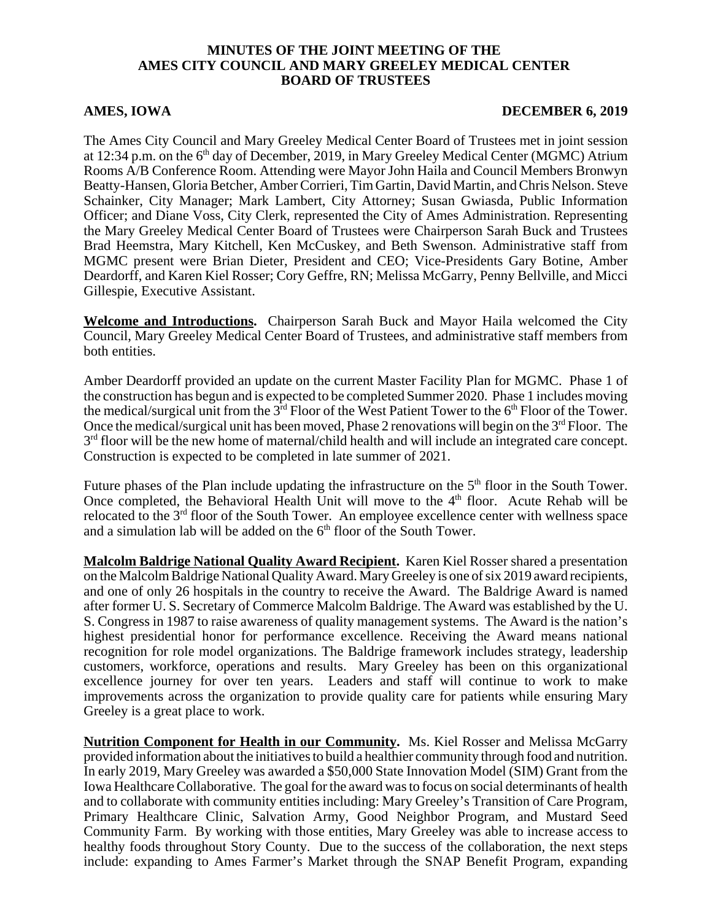**MINUTES OF THE JOINT MEETING OF THE AMES CITY COUNCIL AND MARY GREELEY MEDICAL CENTER BOARD OF TRUSTEES**

**AMES, IOWA** **DECEMBER 6, 2019**

The Ames City Council and Mary Greeley Medical Center Board of Trustees met in joint session at 12:34 p.m. on the 6th day of December, 2019, in Mary Greeley Medical Center (MGMC) Atrium Rooms A/B Conference Room. Attending were Mayor John Haila and Council Members Bronwyn Beatty-Hansen, Gloria Betcher, Amber Corrieri, Tim Gartin, David Martin, and Chris Nelson. Steve Schainker, City Manager; Mark Lambert, City Attorney; Susan Gwiasda, Public Information Officer; and Diane Voss, City Clerk, represented the City of Ames Administration. Representing the Mary Greeley Medical Center Board of Trustees were Chairperson Sarah Buck and Trustees Brad Heemstra, Mary Kitchell, Ken McCuskey, and Beth Swenson. Administrative staff from MGMC present were Brian Dieter, President and CEO; Vice-Presidents Gary Botine, Amber Deardorff, and Karen Kiel Rosser; Cory Geffre, RN; Melissa McGarry, Penny Bellville, and Micci Gillespie, Executive Assistant.

**Welcome and Introductions.** Chairperson Sarah Buck and Mayor Haila welcomed the City Council, Mary Greeley Medical Center Board of Trustees, and administrative staff members from both entities.

Amber Deardorff provided an update on the current Master Facility Plan for MGMC. Phase 1 of the construction has begun and is expected to be completed Summer 2020. Phase 1 includes moving the medical/surgical unit from the 3rd Floor of the West Patient Tower to the 6th Floor of the Tower. Once the medical/surgical unit has been moved, Phase 2 renovations will begin on the 3rd Floor. The 3rd floor will be the new home of maternal/child health and will include an integrated care concept. Construction is expected to be completed in late summer of 2021.

Future phases of the Plan include updating the infrastructure on the 5th floor in the South Tower. Once completed, the Behavioral Health Unit will move to the 4th floor. Acute Rehab will be relocated to the 3rd floor of the South Tower. An employee excellence center with wellness space and a simulation lab will be added on the 6th floor of the South Tower.

**Malcolm Baldrige National Quality Award Recipient.** Karen Kiel Rosser shared a presentation on the Malcolm Baldrige National Quality Award. Mary Greeley is one of six 2019 award recipients, and one of only 26 hospitals in the country to receive the Award. The Baldrige Award is named after former U. S. Secretary of Commerce Malcolm Baldrige. The Award was established by the U. S. Congress in 1987 to raise awareness of quality management systems. The Award is the nation's highest presidential honor for performance excellence. Receiving the Award means national recognition for role model organizations. The Baldrige framework includes strategy, leadership customers, workforce, operations and results. Mary Greeley has been on this organizational excellence journey for over ten years. Leaders and staff will continue to work to make improvements across the organization to provide quality care for patients while ensuring Mary Greeley is a great place to work.

**Nutrition Component for Health in our Community.** Ms. Kiel Rosser and Melissa McGarry provided information about the initiatives to build a healthier community through food and nutrition. In early 2019, Mary Greeley was awarded a $50,000 State Innovation Model (SIM) Grant from the Iowa Healthcare Collaborative. The goal for the award was to focus on social determinants of health and to collaborate with community entities including: Mary Greeley's Transition of Care Program, Primary Healthcare Clinic, Salvation Army, Good Neighbor Program, and Mustard Seed Community Farm. By working with those entities, Mary Greeley was able to increase access to healthy foods throughout Story County. Due to the success of the collaboration, the next steps include: expanding to Ames Farmer's Market through the SNAP Benefit Program, expanding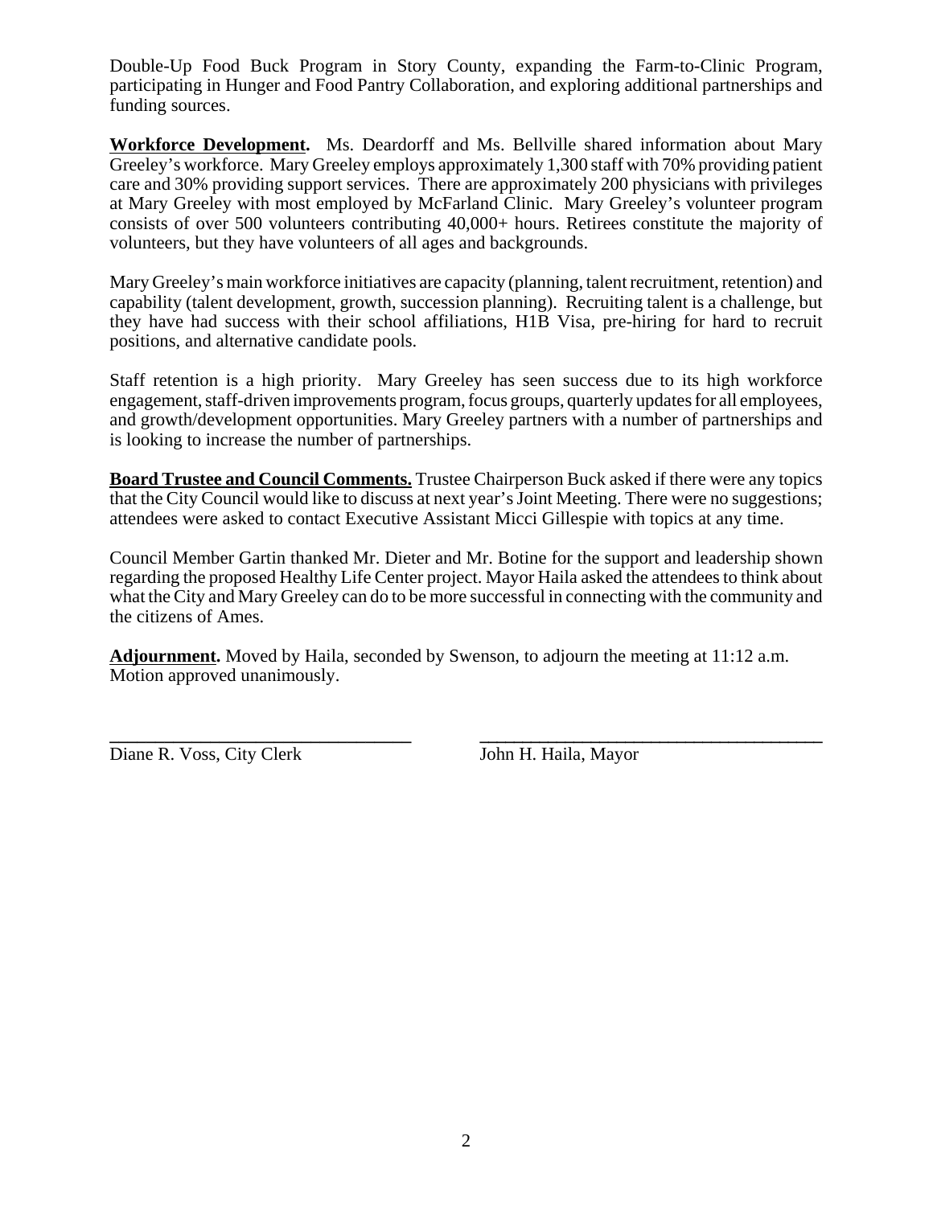Double-Up Food Buck Program in Story County, expanding the Farm-to-Clinic Program, participating in Hunger and Food Pantry Collaboration, and exploring additional partnerships and funding sources.

**Workforce Development.** Ms. Deardorff and Ms. Bellville shared information about Mary Greeley's workforce. Mary Greeley employs approximately 1,300 staff with 70% providing patient care and 30% providing support services. There are approximately 200 physicians with privileges at Mary Greeley with most employed by McFarland Clinic. Mary Greeley's volunteer program consists of over 500 volunteers contributing 40,000+ hours. Retirees constitute the majority of volunteers, but they have volunteers of all ages and backgrounds.

Mary Greeley's main workforce initiatives are capacity (planning, talent recruitment, retention) and capability (talent development, growth, succession planning). Recruiting talent is a challenge, but they have had success with their school affiliations, H1B Visa, pre-hiring for hard to recruit positions, and alternative candidate pools.

Staff retention is a high priority. Mary Greeley has seen success due to its high workforce engagement, staff-driven improvements program, focus groups, quarterly updates for all employees, and growth/development opportunities. Mary Greeley partners with a number of partnerships and is looking to increase the number of partnerships.

**Board Trustee and Council Comments.** Trustee Chairperson Buck asked if there were any topics that the City Council would like to discuss at next year's Joint Meeting. There were no suggestions; attendees were asked to contact Executive Assistant Micci Gillespie with topics at any time.

Council Member Gartin thanked Mr. Dieter and Mr. Botine for the support and leadership shown regarding the proposed Healthy Life Center project. Mayor Haila asked the attendees to think about what the City and Mary Greeley can do to be more successful in connecting with the community and the citizens of Ames.

**Adjournment.** Moved by Haila, seconded by Swenson, to adjourn the meeting at 11:12 a.m. Motion approved unanimously.

\_\_\_\_\_\_\_\_\_\_\_\_\_\_\_\_\_\_\_\_\_\_\_\_\_\_\_\_\_\_\_\_  
Diane R. Voss, City Clerk

\_\_\_\_\_\_\_\_\_\_\_\_\_\_\_\_\_\_\_\_\_\_\_\_\_\_\_\_\_\_\_\_  
John H. Haila, Mayor